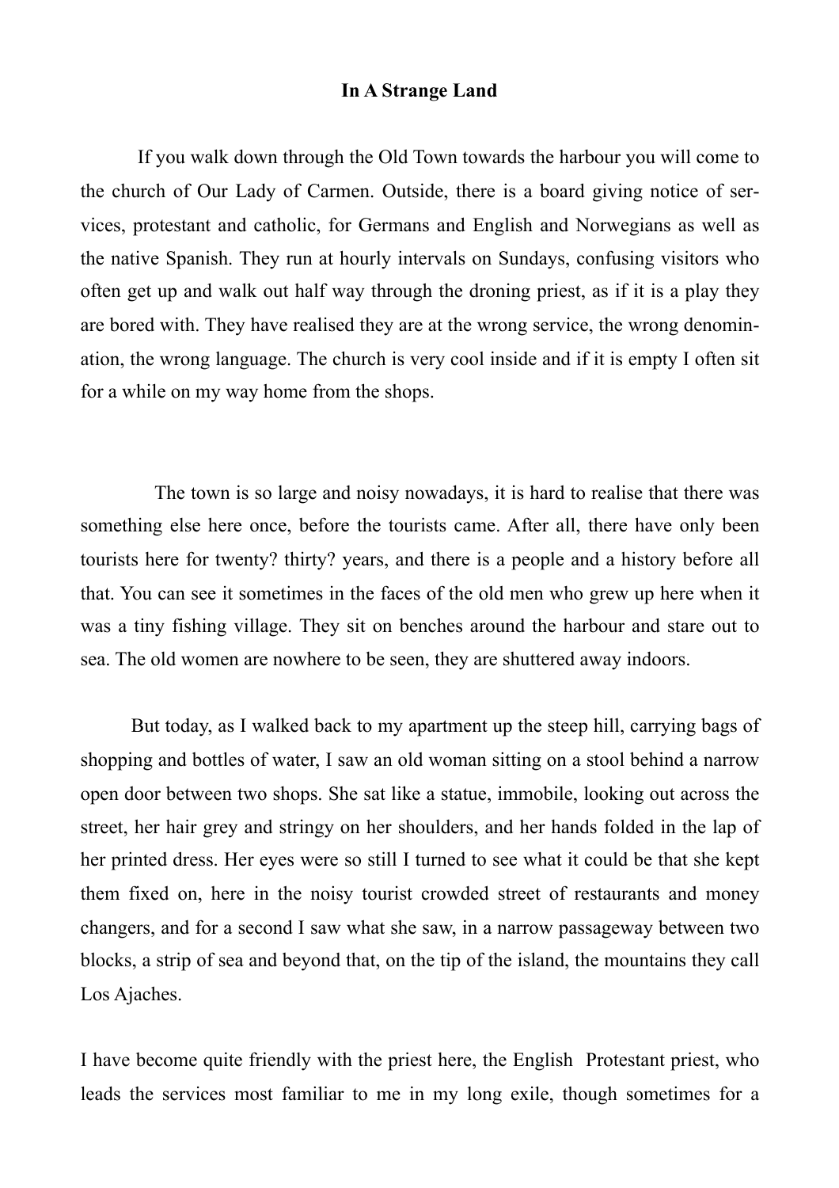**In A Strange Land**

If you walk down through the Old Town towards the harbour you will come to the church of Our Lady of Carmen. Outside, there is a board giving notice of services, protestant and catholic, for Germans and English and Norwegians as well as the native Spanish. They run at hourly intervals on Sundays, confusing visitors who often get up and walk out half way through the droning priest, as if it is a play they are bored with. They have realised they are at the wrong service, the wrong denomination, the wrong language. The church is very cool inside and if it is empty I often sit for a while on my way home from the shops.

The town is so large and noisy nowadays, it is hard to realise that there was something else here once, before the tourists came. After all, there have only been tourists here for twenty? thirty? years, and there is a people and a history before all that. You can see it sometimes in the faces of the old men who grew up here when it was a tiny fishing village. They sit on benches around the harbour and stare out to sea. The old women are nowhere to be seen, they are shuttered away indoors.

But today, as I walked back to my apartment up the steep hill, carrying bags of shopping and bottles of water, I saw an old woman sitting on a stool behind a narrow open door between two shops. She sat like a statue, immobile, looking out across the street, her hair grey and stringy on her shoulders, and her hands folded in the lap of her printed dress. Her eyes were so still I turned to see what it could be that she kept them fixed on, here in the noisy tourist crowded street of restaurants and money changers, and for a second I saw what she saw, in a narrow passageway between two blocks, a strip of sea and beyond that, on the tip of the island, the mountains they call Los Ajaches.

I have become quite friendly with the priest here, the English Protestant priest, who leads the services most familiar to me in my long exile, though sometimes for a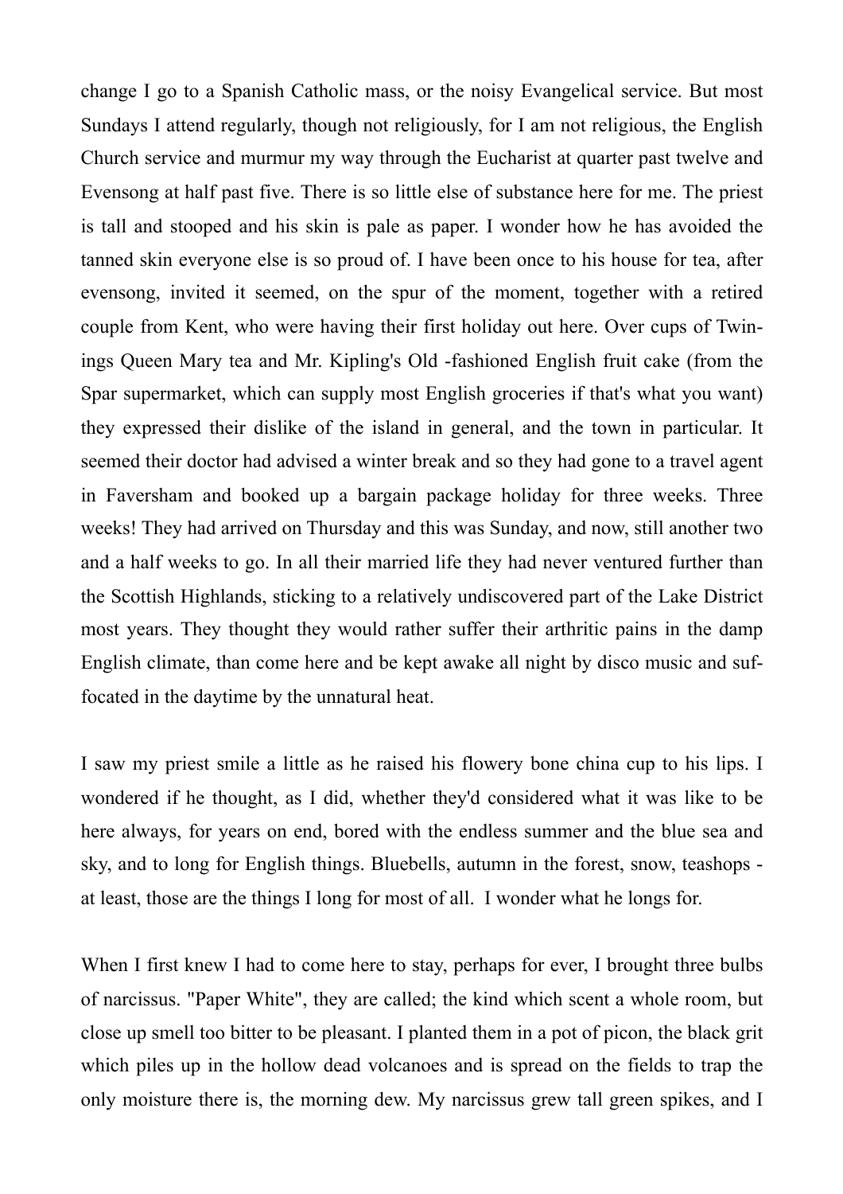change I go to a Spanish Catholic mass, or the noisy Evangelical service. But most Sundays I attend regularly, though not religiously, for I am not religious, the English Church service and murmur my way through the Eucharist at quarter past twelve and Evensong at half past five. There is so little else of substance here for me. The priest is tall and stooped and his skin is pale as paper. I wonder how he has avoided the tanned skin everyone else is so proud of. I have been once to his house for tea, after evensong, invited it seemed, on the spur of the moment, together with a retired couple from Kent, who were having their first holiday out here. Over cups of Twinings Queen Mary tea and Mr. Kipling's Old -fashioned English fruit cake (from the Spar supermarket, which can supply most English groceries if that's what you want) they expressed their dislike of the island in general, and the town in particular. It seemed their doctor had advised a winter break and so they had gone to a travel agent in Faversham and booked up a bargain package holiday for three weeks. Three weeks! They had arrived on Thursday and this was Sunday, and now, still another two and a half weeks to go. In all their married life they had never ventured further than the Scottish Highlands, sticking to a relatively undiscovered part of the Lake District most years. They thought they would rather suffer their arthritic pains in the damp English climate, than come here and be kept awake all night by disco music and suffocated in the daytime by the unnatural heat.

I saw my priest smile a little as he raised his flowery bone china cup to his lips. I wondered if he thought, as I did, whether they'd considered what it was like to be here always, for years on end, bored with the endless summer and the blue sea and sky, and to long for English things. Bluebells, autumn in the forest, snow, teashops - at least, those are the things I long for most of all. I wonder what he longs for.

When I first knew I had to come here to stay, perhaps for ever, I brought three bulbs of narcissus. "Paper White", they are called; the kind which scent a whole room, but close up smell too bitter to be pleasant. I planted them in a pot of picon, the black grit which piles up in the hollow dead volcanoes and is spread on the fields to trap the only moisture there is, the morning dew. My narcissus grew tall green spikes, and I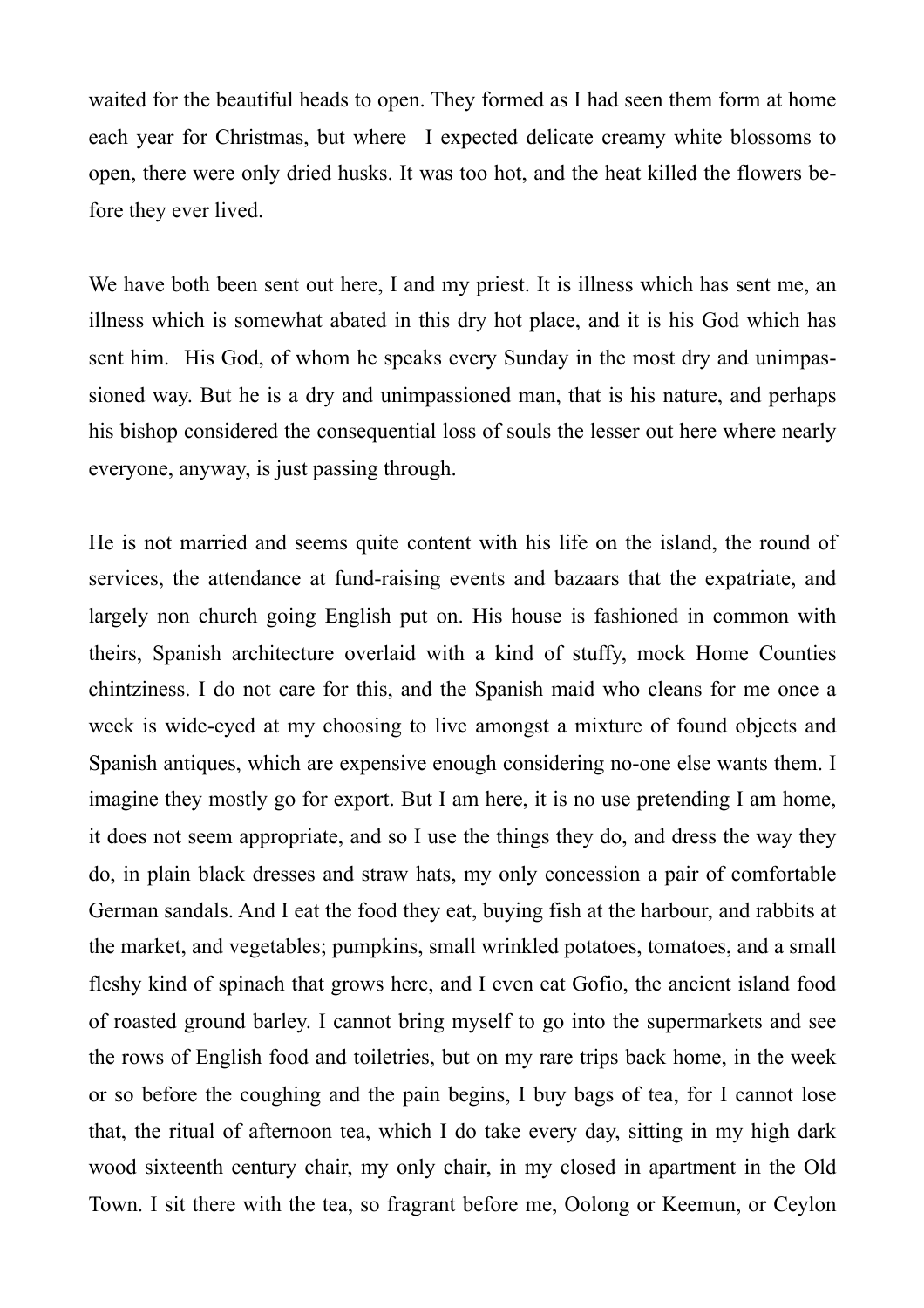waited for the beautiful heads to open. They formed as I had seen them form at home each year for Christmas, but where I expected delicate creamy white blossoms to open, there were only dried husks. It was too hot, and the heat killed the flowers before they ever lived.

We have both been sent out here, I and my priest. It is illness which has sent me, an illness which is somewhat abated in this dry hot place, and it is his God which has sent him. His God, of whom he speaks every Sunday in the most dry and unimpassioned way. But he is a dry and unimpassioned man, that is his nature, and perhaps his bishop considered the consequential loss of souls the lesser out here where nearly everyone, anyway, is just passing through.

He is not married and seems quite content with his life on the island, the round of services, the attendance at fund-raising events and bazaars that the expatriate, and largely non church going English put on. His house is fashioned in common with theirs, Spanish architecture overlaid with a kind of stuffy, mock Home Counties chintziness. I do not care for this, and the Spanish maid who cleans for me once a week is wide-eyed at my choosing to live amongst a mixture of found objects and Spanish antiques, which are expensive enough considering no-one else wants them. I imagine they mostly go for export. But I am here, it is no use pretending I am home, it does not seem appropriate, and so I use the things they do, and dress the way they do, in plain black dresses and straw hats, my only concession a pair of comfortable German sandals. And I eat the food they eat, buying fish at the harbour, and rabbits at the market, and vegetables; pumpkins, small wrinkled potatoes, tomatoes, and a small fleshy kind of spinach that grows here, and I even eat Gofio, the ancient island food of roasted ground barley. I cannot bring myself to go into the supermarkets and see the rows of English food and toiletries, but on my rare trips back home, in the week or so before the coughing and the pain begins, I buy bags of tea, for I cannot lose that, the ritual of afternoon tea, which I do take every day, sitting in my high dark wood sixteenth century chair, my only chair, in my closed in apartment in the Old Town. I sit there with the tea, so fragrant before me, Oolong or Keemun, or Ceylon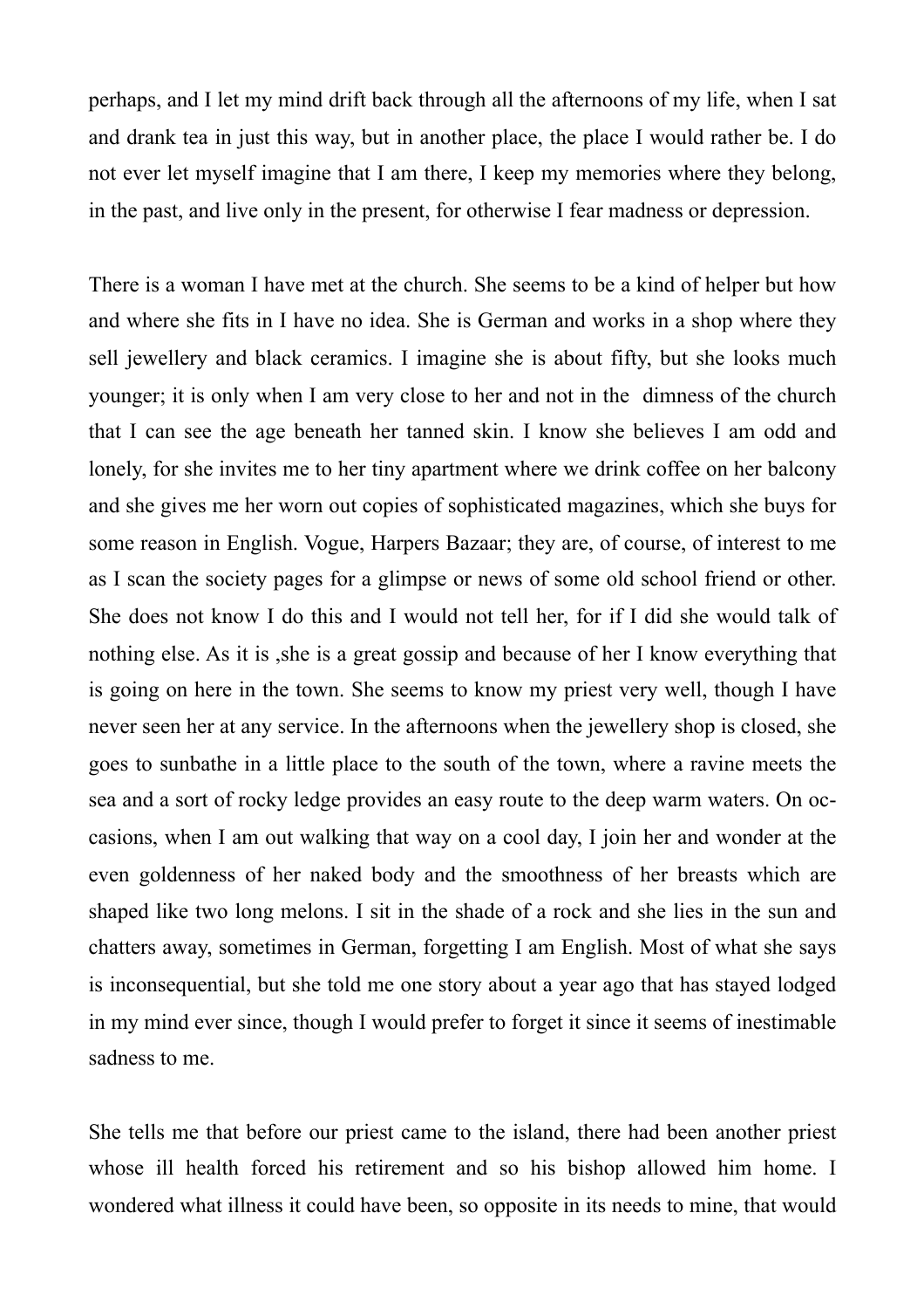perhaps, and I let my mind drift back through all the afternoons of my life, when I sat and drank tea in just this way, but in another place, the place I would rather be. I do not ever let myself imagine that I am there, I keep my memories where they belong, in the past, and live only in the present, for otherwise I fear madness or depression.

There is a woman I have met at the church. She seems to be a kind of helper but how and where she fits in I have no idea. She is German and works in a shop where they sell jewellery and black ceramics. I imagine she is about fifty, but she looks much younger; it is only when I am very close to her and not in the dimness of the church that I can see the age beneath her tanned skin. I know she believes I am odd and lonely, for she invites me to her tiny apartment where we drink coffee on her balcony and she gives me her worn out copies of sophisticated magazines, which she buys for some reason in English. Vogue, Harpers Bazaar; they are, of course, of interest to me as I scan the society pages for a glimpse or news of some old school friend or other. She does not know I do this and I would not tell her, for if I did she would talk of nothing else. As it is ,she is a great gossip and because of her I know everything that is going on here in the town. She seems to know my priest very well, though I have never seen her at any service. In the afternoons when the jewellery shop is closed, she goes to sunbathe in a little place to the south of the town, where a ravine meets the sea and a sort of rocky ledge provides an easy route to the deep warm waters. On occasions, when I am out walking that way on a cool day, I join her and wonder at the even goldenness of her naked body and the smoothness of her breasts which are shaped like two long melons. I sit in the shade of a rock and she lies in the sun and chatters away, sometimes in German, forgetting I am English. Most of what she says is inconsequential, but she told me one story about a year ago that has stayed lodged in my mind ever since, though I would prefer to forget it since it seems of inestimable sadness to me.

She tells me that before our priest came to the island, there had been another priest whose ill health forced his retirement and so his bishop allowed him home. I wondered what illness it could have been, so opposite in its needs to mine, that would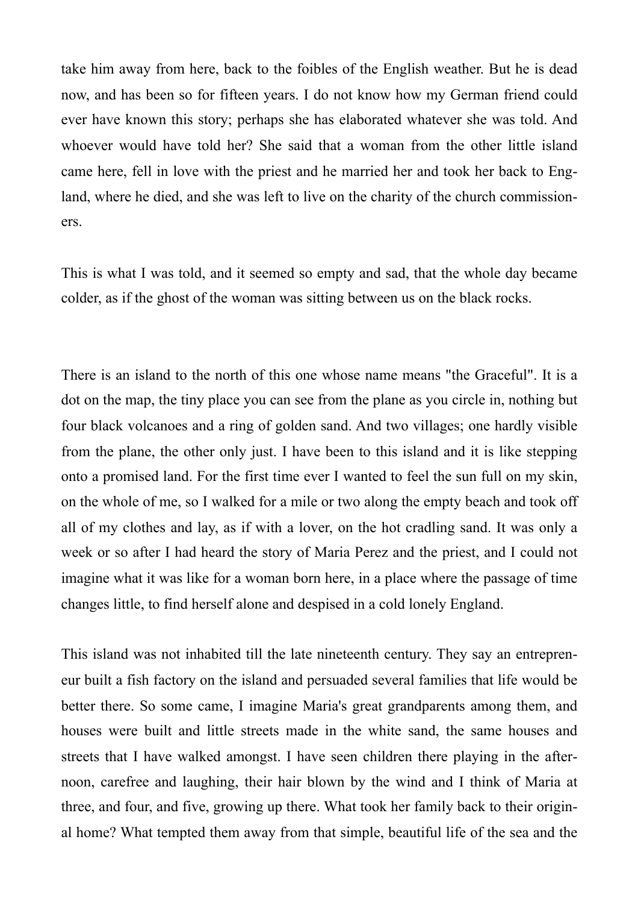take him away from here, back to the foibles of the English weather. But he is dead now, and has been so for fifteen years. I do not know how my German friend could ever have known this story; perhaps she has elaborated whatever she was told. And whoever would have told her? She said that a woman from the other little island came here, fell in love with the priest and he married her and took her back to England, where he died, and she was left to live on the charity of the church commissioners.

This is what I was told, and it seemed so empty and sad, that the whole day became colder, as if the ghost of the woman was sitting between us on the black rocks.

There is an island to the north of this one whose name means "the Graceful". It is a dot on the map, the tiny place you can see from the plane as you circle in, nothing but four black volcanoes and a ring of golden sand. And two villages; one hardly visible from the plane, the other only just. I have been to this island and it is like stepping onto a promised land. For the first time ever I wanted to feel the sun full on my skin, on the whole of me, so I walked for a mile or two along the empty beach and took off all of my clothes and lay, as if with a lover, on the hot cradling sand. It was only a week or so after I had heard the story of Maria Perez and the priest, and I could not imagine what it was like for a woman born here, in a place where the passage of time changes little, to find herself alone and despised in a cold lonely England.

This island was not inhabited till the late nineteenth century. They say an entrepreneur built a fish factory on the island and persuaded several families that life would be better there. So some came, I imagine Maria's great grandparents among them, and houses were built and little streets made in the white sand, the same houses and streets that I have walked amongst. I have seen children there playing in the afternoon, carefree and laughing, their hair blown by the wind and I think of Maria at three, and four, and five, growing up there. What took her family back to their original home? What tempted them away from that simple, beautiful life of the sea and the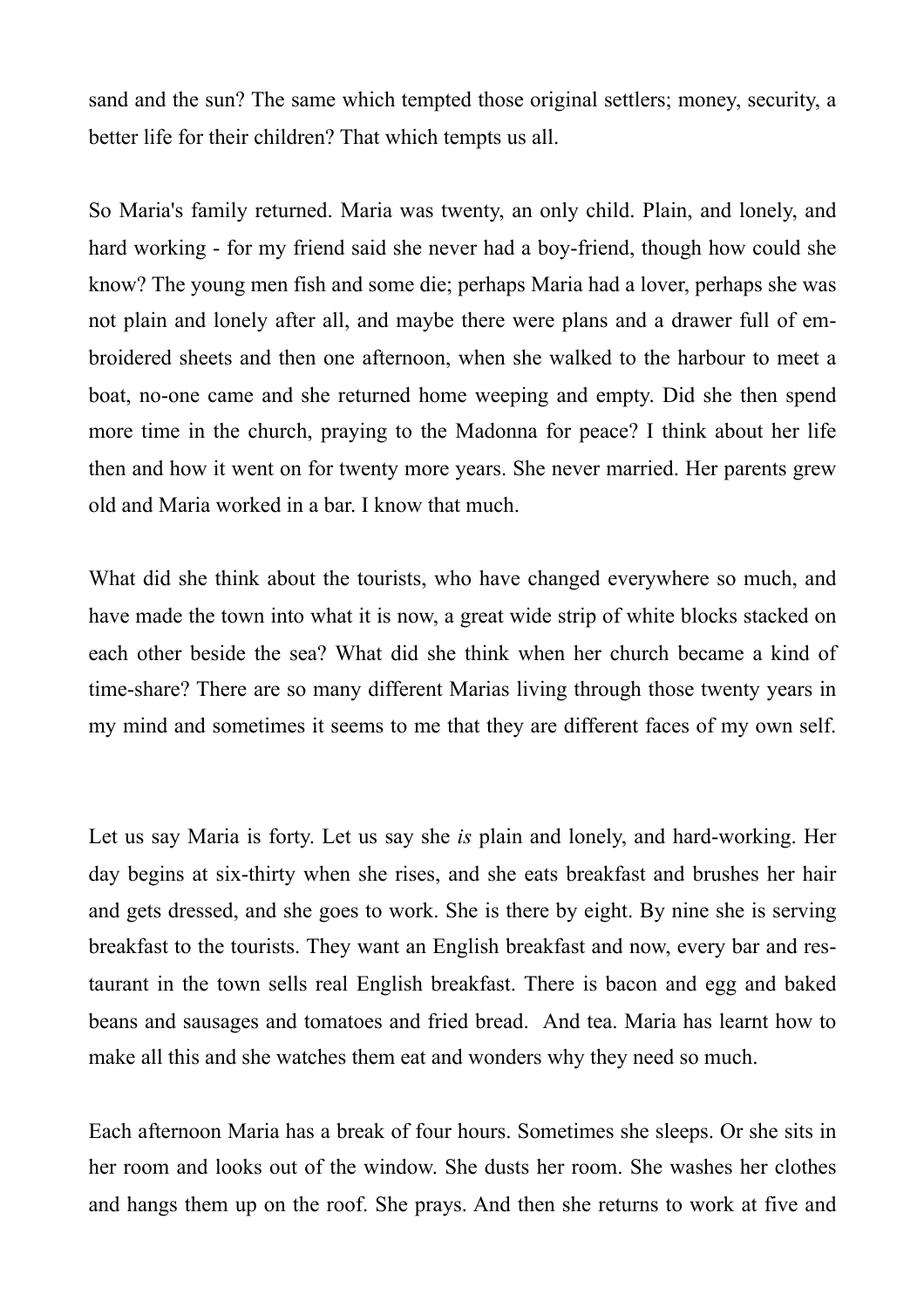sand and the sun? The same which tempted those original settlers; money, security, a better life for their children? That which tempts us all.

So Maria's family returned. Maria was twenty, an only child. Plain, and lonely, and hard working - for my friend said she never had a boy-friend, though how could she know? The young men fish and some die; perhaps Maria had a lover, perhaps she was not plain and lonely after all, and maybe there were plans and a drawer full of embroidered sheets and then one afternoon, when she walked to the harbour to meet a boat, no-one came and she returned home weeping and empty. Did she then spend more time in the church, praying to the Madonna for peace? I think about her life then and how it went on for twenty more years. She never married. Her parents grew old and Maria worked in a bar. I know that much.

What did she think about the tourists, who have changed everywhere so much, and have made the town into what it is now, a great wide strip of white blocks stacked on each other beside the sea? What did she think when her church became a kind of time-share? There are so many different Marias living through those twenty years in my mind and sometimes it seems to me that they are different faces of my own self.

Let us say Maria is forty. Let us say she *is* plain and lonely, and hard-working. Her day begins at six-thirty when she rises, and she eats breakfast and brushes her hair and gets dressed, and she goes to work. She is there by eight. By nine she is serving breakfast to the tourists. They want an English breakfast and now, every bar and restaurant in the town sells real English breakfast. There is bacon and egg and baked beans and sausages and tomatoes and fried bread. And tea. Maria has learnt how to make all this and she watches them eat and wonders why they need so much.

Each afternoon Maria has a break of four hours. Sometimes she sleeps. Or she sits in her room and looks out of the window. She dusts her room. She washes her clothes and hangs them up on the roof. She prays. And then she returns to work at five and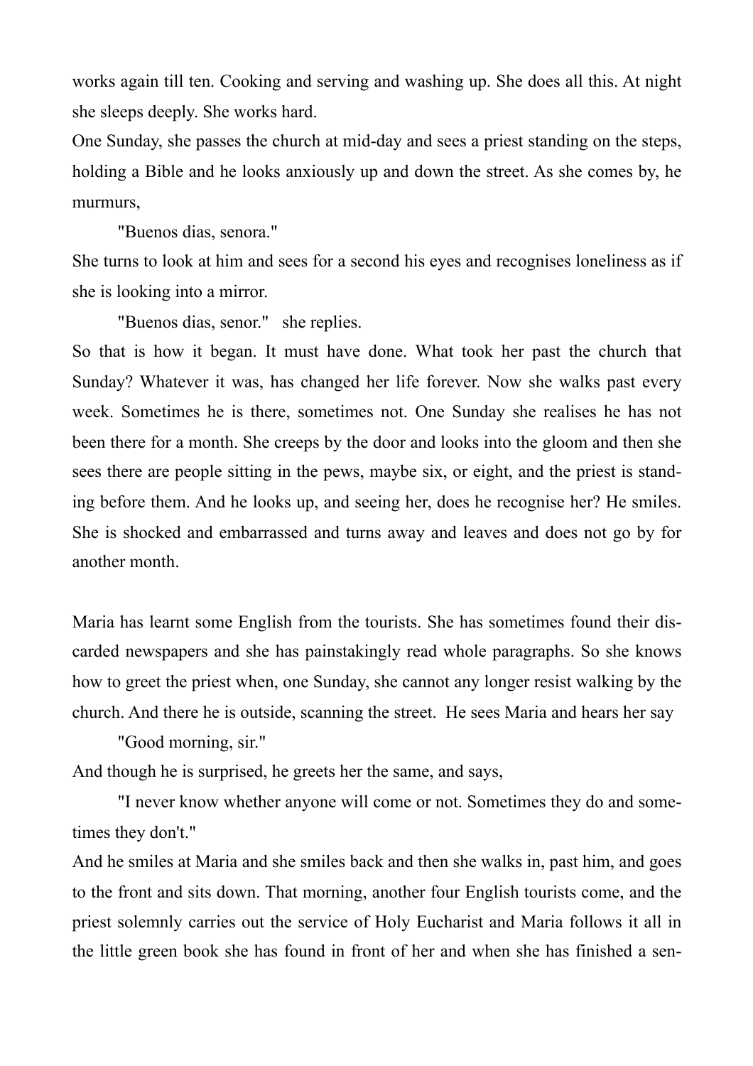works again till ten. Cooking and serving and washing up. She does all this. At night she sleeps deeply. She works hard.

One Sunday, she passes the church at mid-day and sees a priest standing on the steps, holding a Bible and he looks anxiously up and down the street. As she comes by, he murmurs,

"Buenos dias, senora."

She turns to look at him and sees for a second his eyes and recognises loneliness as if she is looking into a mirror.

"Buenos dias, senor." she replies.

So that is how it began. It must have done. What took her past the church that Sunday? Whatever it was, has changed her life forever. Now she walks past every week. Sometimes he is there, sometimes not. One Sunday she realises he has not been there for a month. She creeps by the door and looks into the gloom and then she sees there are people sitting in the pews, maybe six, or eight, and the priest is standing before them. And he looks up, and seeing her, does he recognise her? He smiles. She is shocked and embarrassed and turns away and leaves and does not go by for another month.

Maria has learnt some English from the tourists. She has sometimes found their discarded newspapers and she has painstakingly read whole paragraphs. So she knows how to greet the priest when, one Sunday, she cannot any longer resist walking by the church. And there he is outside, scanning the street. He sees Maria and hears her say

"Good morning, sir."

And though he is surprised, he greets her the same, and says,

"I never know whether anyone will come or not. Sometimes they do and sometimes they don't."

And he smiles at Maria and she smiles back and then she walks in, past him, and goes to the front and sits down. That morning, another four English tourists come, and the priest solemnly carries out the service of Holy Eucharist and Maria follows it all in the little green book she has found in front of her and when she has finished a sen-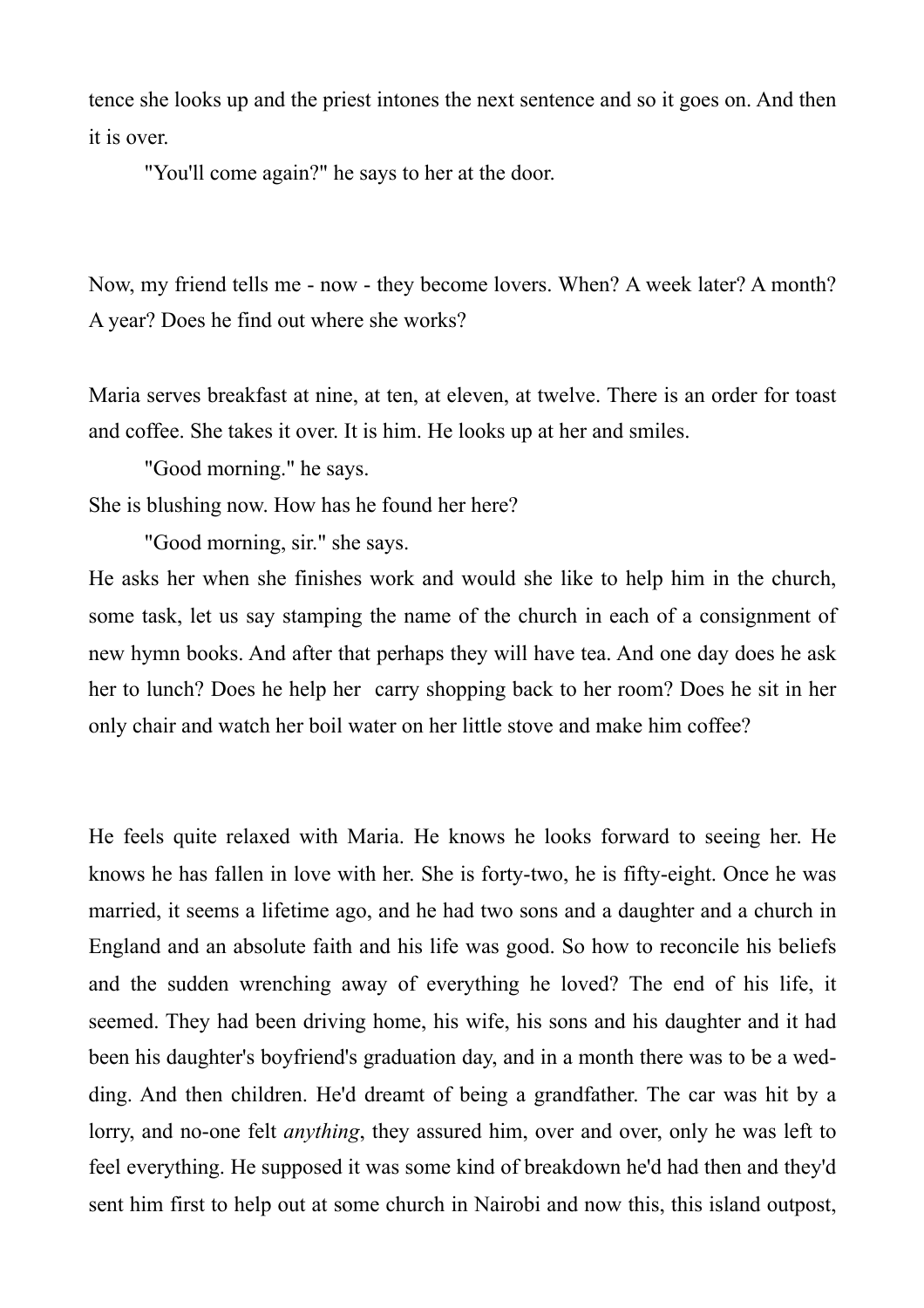tence she looks up and the priest intones the next sentence and so it goes on. And then it is over.

"You'll come again?" he says to her at the door.

Now, my friend tells me - now - they become lovers. When? A week later? A month? A year? Does he find out where she works?

Maria serves breakfast at nine, at ten, at eleven, at twelve. There is an order for toast and coffee. She takes it over. It is him. He looks up at her and smiles.

"Good morning." he says.

She is blushing now. How has he found her here?

"Good morning, sir." she says.

He asks her when she finishes work and would she like to help him in the church, some task, let us say stamping the name of the church in each of a consignment of new hymn books. And after that perhaps they will have tea. And one day does he ask her to lunch? Does he help her carry shopping back to her room? Does he sit in her only chair and watch her boil water on her little stove and make him coffee?

He feels quite relaxed with Maria. He knows he looks forward to seeing her. He knows he has fallen in love with her. She is forty-two, he is fifty-eight. Once he was married, it seems a lifetime ago, and he had two sons and a daughter and a church in England and an absolute faith and his life was good. So how to reconcile his beliefs and the sudden wrenching away of everything he loved? The end of his life, it seemed. They had been driving home, his wife, his sons and his daughter and it had been his daughter's boyfriend's graduation day, and in a month there was to be a wedding. And then children. He'd dreamt of being a grandfather. The car was hit by a lorry, and no-one felt *anything*, they assured him, over and over, only he was left to feel everything. He supposed it was some kind of breakdown he'd had then and they'd sent him first to help out at some church in Nairobi and now this, this island outpost,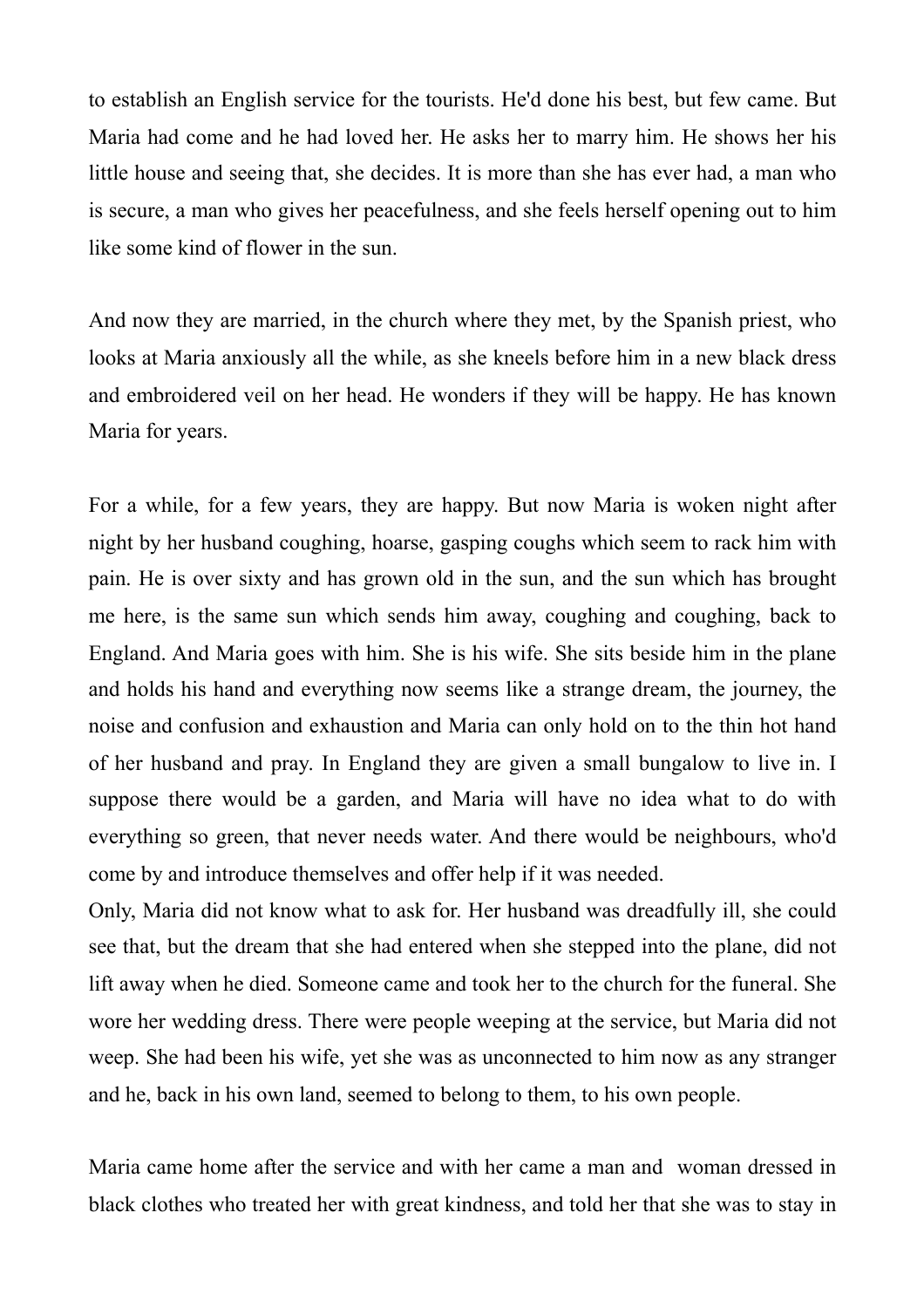to establish an English service for the tourists. He'd done his best, but few came. But Maria had come and he had loved her. He asks her to marry him. He shows her his little house and seeing that, she decides. It is more than she has ever had, a man who is secure, a man who gives her peacefulness, and she feels herself opening out to him like some kind of flower in the sun.

And now they are married, in the church where they met, by the Spanish priest, who looks at Maria anxiously all the while, as she kneels before him in a new black dress and embroidered veil on her head. He wonders if they will be happy. He has known Maria for years.

For a while, for a few years, they are happy. But now Maria is woken night after night by her husband coughing, hoarse, gasping coughs which seem to rack him with pain. He is over sixty and has grown old in the sun, and the sun which has brought me here, is the same sun which sends him away, coughing and coughing, back to England. And Maria goes with him. She is his wife. She sits beside him in the plane and holds his hand and everything now seems like a strange dream, the journey, the noise and confusion and exhaustion and Maria can only hold on to the thin hot hand of her husband and pray. In England they are given a small bungalow to live in. I suppose there would be a garden, and Maria will have no idea what to do with everything so green, that never needs water. And there would be neighbours, who'd come by and introduce themselves and offer help if it was needed.
Only, Maria did not know what to ask for. Her husband was dreadfully ill, she could see that, but the dream that she had entered when she stepped into the plane, did not lift away when he died. Someone came and took her to the church for the funeral. She wore her wedding dress. There were people weeping at the service, but Maria did not weep. She had been his wife, yet she was as unconnected to him now as any stranger and he, back in his own land, seemed to belong to them, to his own people.

Maria came home after the service and with her came a man and woman dressed in black clothes who treated her with great kindness, and told her that she was to stay in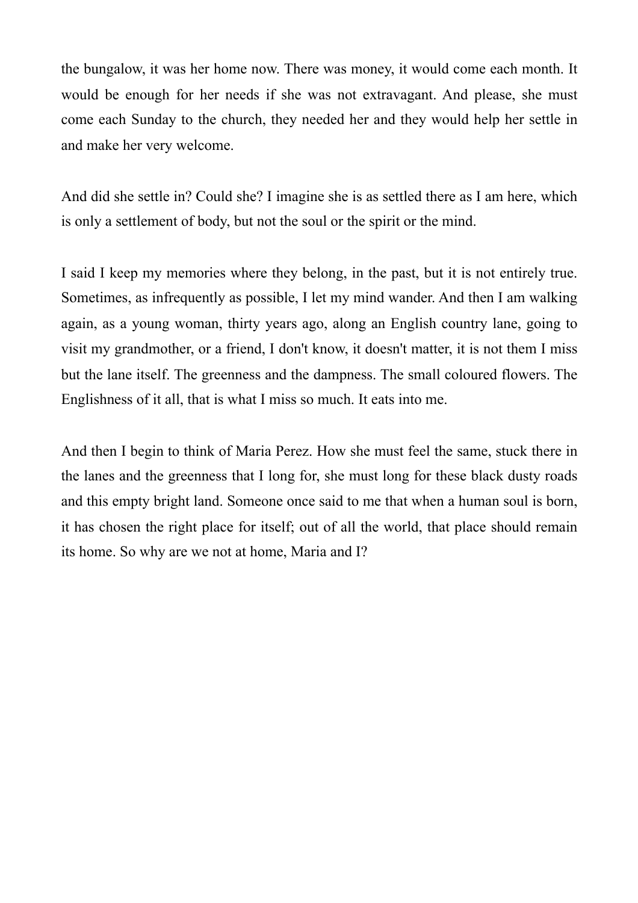the bungalow, it was her home now. There was money, it would come each month. It would be enough for her needs if she was not extravagant. And please, she must come each Sunday to the church, they needed her and they would help her settle in and make her very welcome.

And did she settle in? Could she? I imagine she is as settled there as I am here, which is only a settlement of body, but not the soul or the spirit or the mind.

I said I keep my memories where they belong, in the past, but it is not entirely true. Sometimes, as infrequently as possible, I let my mind wander. And then I am walking again, as a young woman, thirty years ago, along an English country lane, going to visit my grandmother, or a friend, I don't know, it doesn't matter, it is not them I miss but the lane itself. The greenness and the dampness. The small coloured flowers. The Englishness of it all, that is what I miss so much. It eats into me.

And then I begin to think of Maria Perez. How she must feel the same, stuck there in the lanes and the greenness that I long for, she must long for these black dusty roads and this empty bright land. Someone once said to me that when a human soul is born, it has chosen the right place for itself; out of all the world, that place should remain its home. So why are we not at home, Maria and I?